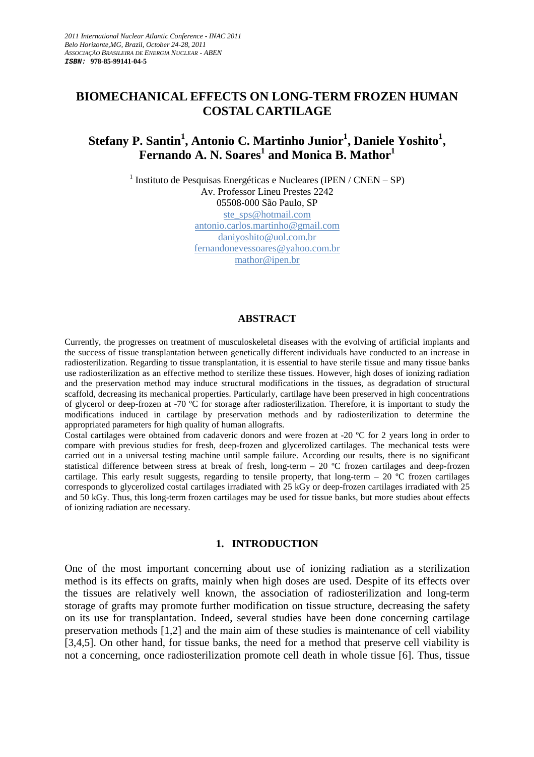2011 International Nuclear Atlantic Conference - INAC 2011
Belo Horizonte,MG, Brazil, October 24-28, 2011
ASSOCIAÇÃO BRASILEIRA DE ENERGIA NUCLEAR - ABEN
**ISBN: 978-85-99141-04-5**

# BIOMECHANICAL EFFECTS ON LONG-TERM FROZEN HUMAN COSTAL CARTILAGE

**Stefany P. Santin[1], Antonio C. Martinho Junior[1], Daniele Yoshito[1], Fernando A. N. Soares[1] and Monica B. Mathor[1]**

[1] Instituto de Pesquisas Energéticas e Nucleares (IPEN / CNEN – SP)
Av. Professor Lineu Prestes 2242
05508-000 São Paulo, SP
ste_sps@hotmail.com
antonio.carlos.martinho@gmail.com
daniyoshito@uol.com.br
fernandonevessoares@yahoo.com.br
mathor@ipen.br

## ABSTRACT

Currently, the progresses on treatment of musculoskeletal diseases with the evolving of artificial implants and the success of tissue transplantation between genetically different individuals have conducted to an increase in radiosterilization. Regarding to tissue transplantation, it is essential to have sterile tissue and many tissue banks use radiosterilization as an effective method to sterilize these tissues. However, high doses of ionizing radiation and the preservation method may induce structural modifications in the tissues, as degradation of structural scaffold, decreasing its mechanical properties. Particularly, cartilage have been preserved in high concentrations of glycerol or deep-frozen at -70 ºC for storage after radiosterilization. Therefore, it is important to study the modifications induced in cartilage by preservation methods and by radiosterilization to determine the appropriated parameters for high quality of human allografts.

Costal cartilages were obtained from cadaveric donors and were frozen at -20 ºC for 2 years long in order to compare with previous studies for fresh, deep-frozen and glycerolized cartilages. The mechanical tests were carried out in a universal testing machine until sample failure. According our results, there is no significant statistical difference between stress at break of fresh, long-term – 20 ºC frozen cartilages and deep-frozen cartilage. This early result suggests, regarding to tensile property, that long-term – 20 ºC frozen cartilages corresponds to glycerolized costal cartilages irradiated with 25 kGy or deep-frozen cartilages irradiated with 25 and 50 kGy. Thus, this long-term frozen cartilages may be used for tissue banks, but more studies about effects of ionizing radiation are necessary.

## 1. INTRODUCTION

One of the most important concerning about use of ionizing radiation as a sterilization method is its effects on grafts, mainly when high doses are used. Despite of its effects over the tissues are relatively well known, the association of radiosterilization and long-term storage of grafts may promote further modification on tissue structure, decreasing the safety on its use for transplantation. Indeed, several studies have been done concerning cartilage preservation methods [1,2] and the main aim of these studies is maintenance of cell viability [3,4,5]. On other hand, for tissue banks, the need for a method that preserve cell viability is not a concerning, once radiosterilization promote cell death in whole tissue [6]. Thus, tissue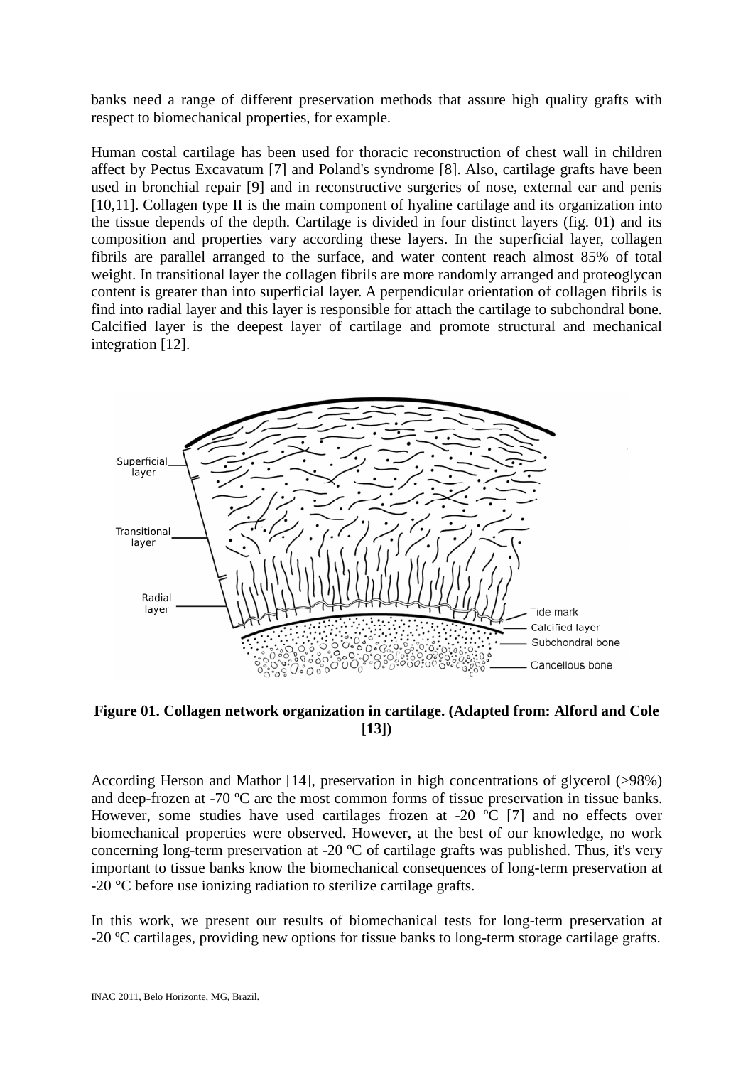banks need a range of different preservation methods that assure high quality grafts with respect to biomechanical properties, for example.

Human costal cartilage has been used for thoracic reconstruction of chest wall in children affect by Pectus Excavatum [7] and Poland's syndrome [8]. Also, cartilage grafts have been used in bronchial repair [9] and in reconstructive surgeries of nose, external ear and penis [10,11]. Collagen type II is the main component of hyaline cartilage and its organization into the tissue depends of the depth. Cartilage is divided in four distinct layers (fig. 01) and its composition and properties vary according these layers. In the superficial layer, collagen fibrils are parallel arranged to the surface, and water content reach almost 85% of total weight. In transitional layer the collagen fibrils are more randomly arranged and proteoglycan content is greater than into superficial layer. A perpendicular orientation of collagen fibrils is find into radial layer and this layer is responsible for attach the cartilage to subchondral bone. Calcified layer is the deepest layer of cartilage and promote structural and mechanical integration [12].

**Figure 01. Collagen network organization in cartilage. (Adapted from: Alford and Cole [13])**

According Herson and Mathor [14], preservation in high concentrations of glycerol (>98%) and deep-frozen at -70 ºC are the most common forms of tissue preservation in tissue banks. However, some studies have used cartilages frozen at -20 ºC [7] and no effects over biomechanical properties were observed. However, at the best of our knowledge, no work concerning long-term preservation at -20 ºC of cartilage grafts was published. Thus, it's very important to tissue banks know the biomechanical consequences of long-term preservation at -20 °C before use ionizing radiation to sterilize cartilage grafts.

In this work, we present our results of biomechanical tests for long-term preservation at -20 ºC cartilages, providing new options for tissue banks to long-term storage cartilage grafts.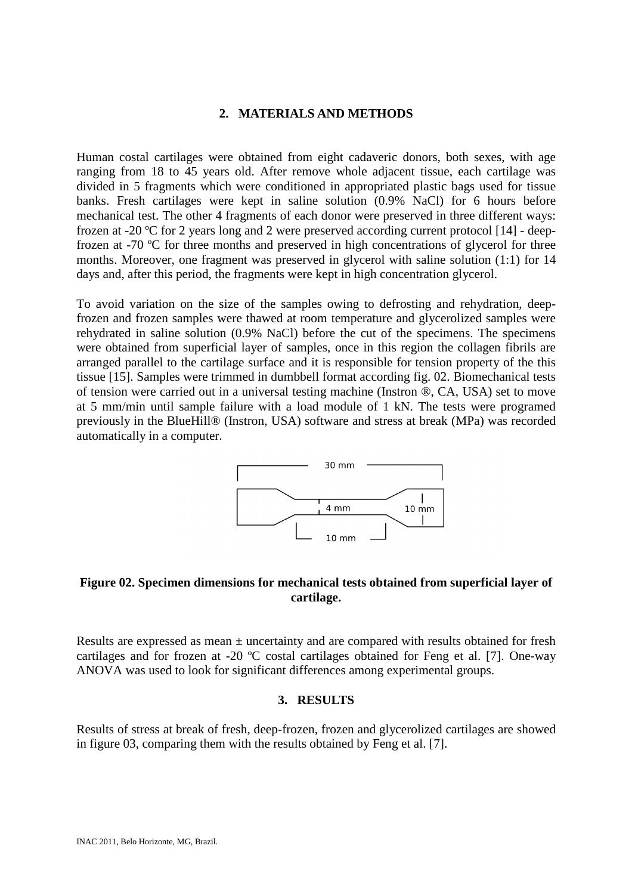## 2. MATERIALS AND METHODS

Human costal cartilages were obtained from eight cadaveric donors, both sexes, with age ranging from 18 to 45 years old. After remove whole adjacent tissue, each cartilage was divided in 5 fragments which were conditioned in appropriated plastic bags used for tissue banks. Fresh cartilages were kept in saline solution (0.9% NaCl) for 6 hours before mechanical test. The other 4 fragments of each donor were preserved in three different ways: frozen at -20 ºC for 2 years long and 2 were preserved according current protocol [14] - deep-frozen at -70 ºC for three months and preserved in high concentrations of glycerol for three months. Moreover, one fragment was preserved in glycerol with saline solution (1:1) for 14 days and, after this period, the fragments were kept in high concentration glycerol.

To avoid variation on the size of the samples owing to defrosting and rehydration, deep-frozen and frozen samples were thawed at room temperature and glycerolized samples were rehydrated in saline solution (0.9% NaCl) before the cut of the specimens. The specimens were obtained from superficial layer of samples, once in this region the collagen fibrils are arranged parallel to the cartilage surface and it is responsible for tension property of the this tissue [15]. Samples were trimmed in dumbbell format according fig. 02. Biomechanical tests of tension were carried out in a universal testing machine (Instron ®, CA, USA) set to move at 5 mm/min until sample failure with a load module of 1 kN. The tests were programed previously in the BlueHill® (Instron, USA) software and stress at break (MPa) was recorded automatically in a computer.

30 mm

4 mm

10 mm

10 mm

**Figure 02. Specimen dimensions for mechanical tests obtained from superficial layer of cartilage.**

Results are expressed as mean ± uncertainty and are compared with results obtained for fresh cartilages and for frozen at -20 ºC costal cartilages obtained for Feng et al. [7]. One-way ANOVA was used to look for significant differences among experimental groups.

## 3. RESULTS

Results of stress at break of fresh, deep-frozen, frozen and glycerolized cartilages are showed in figure 03, comparing them with the results obtained by Feng et al. [7].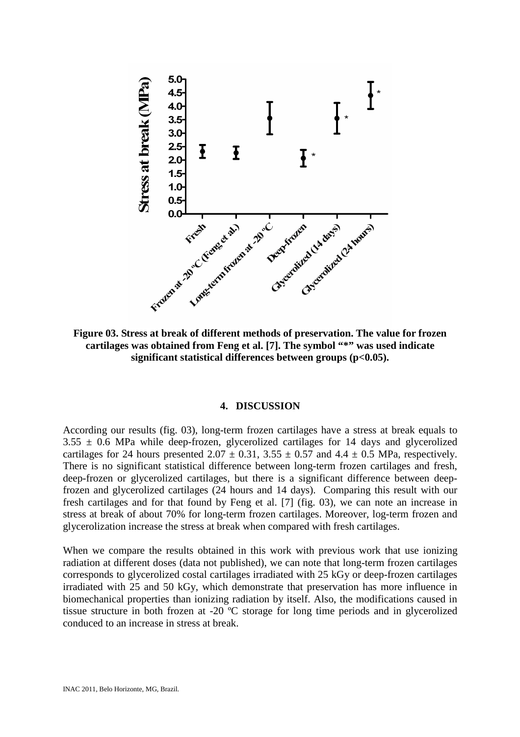Figure 03. Stress at break of different methods of preservation. The value for frozen cartilages was obtained from Feng et al. [7]. The symbol "*" was used indicate significant statistical differences between groups ($p<0.05$).

## 4. DISCUSSION

According our results (fig. 03), long-term frozen cartilages have a stress at break equals to $3.55 \pm 0.6$ MPa while deep-frozen, glycerolized cartilages for 14 days and glycerolized cartilages for 24 hours presented $2.07 \pm 0.31$, $3.55 \pm 0.57$ and $4.4 \pm 0.5$ MPa, respectively. There is no significant statistical difference between long-term frozen cartilages and fresh, deep-frozen or glycerolized cartilages, but there is a significant difference between deep-frozen and glycerolized cartilages (24 hours and 14 days). Comparing this result with our fresh cartilages and for that found by Feng et al. [7] (fig. 03), we can note an increase in stress at break of about 70% for long-term frozen cartilages. Moreover, log-term frozen and glycerolization increase the stress at break when compared with fresh cartilages.

When we compare the results obtained in this work with previous work that use ionizing radiation at different doses (data not published), we can note that long-term frozen cartilages corresponds to glycerolized costal cartilages irradiated with 25 kGy or deep-frozen cartilages irradiated with 25 and 50 kGy, which demonstrate that preservation has more influence in biomechanical properties than ionizing radiation by itself. Also, the modifications caused in tissue structure in both frozen at -20 ºC storage for long time periods and in glycerolized conduced to an increase in stress at break.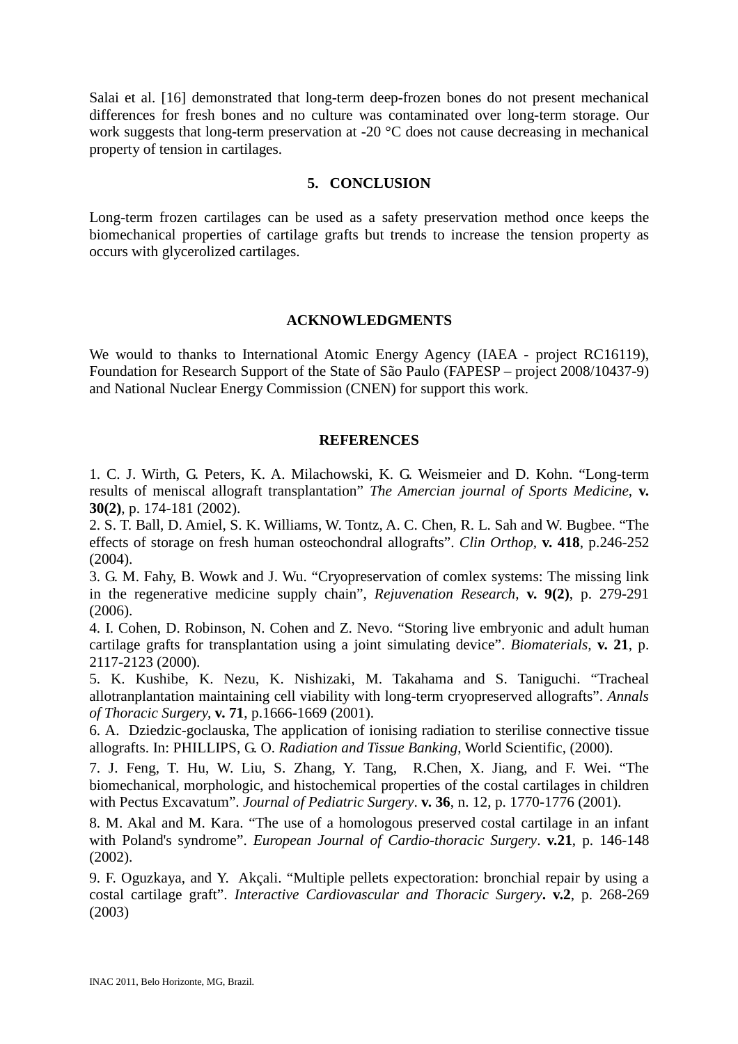Salai et al. [16] demonstrated that long-term deep-frozen bones do not present mechanical differences for fresh bones and no culture was contaminated over long-term storage. Our work suggests that long-term preservation at -20 °C does not cause decreasing in mechanical property of tension in cartilages.

## 5. CONCLUSION

Long-term frozen cartilages can be used as a safety preservation method once keeps the biomechanical properties of cartilage grafts but trends to increase the tension property as occurs with glycerolized cartilages.

## ACKNOWLEDGMENTS

We would to thanks to International Atomic Energy Agency (IAEA - project RC16119), Foundation for Research Support of the State of São Paulo (FAPESP – project 2008/10437-9) and National Nuclear Energy Commission (CNEN) for support this work.

## REFERENCES

1. C. J. Wirth, G. Peters, K. A. Milachowski, K. G. Weismeier and D. Kohn. “Long-term results of meniscal allograft transplantation” *The Amercian journal of Sports Medicine*, **v. 30(2)**, p. 174-181 (2002).
2. S. T. Ball, D. Amiel, S. K. Williams, W. Tontz, A. C. Chen, R. L. Sah and W. Bugbee. “The effects of storage on fresh human osteochondral allografts”. *Clin Orthop*, **v. 418**, p.246-252 (2004).
3. G. M. Fahy, B. Wowk and J. Wu. “Cryopreservation of comlex systems: The missing link in the regenerative medicine supply chain”, *Rejuvenation Research*, **v. 9(2)**, p. 279-291 (2006).
4. I. Cohen, D. Robinson, N. Cohen and Z. Nevo. “Storing live embryonic and adult human cartilage grafts for transplantation using a joint simulating device”. *Biomaterials*, **v. 21**, p. 2117-2123 (2000).
5. K. Kushibe, K. Nezu, K. Nishizaki, M. Takahama and S. Taniguchi. “Tracheal allotranplantation maintaining cell viability with long-term cryopreserved allografts”. *Annals of Thoracic Surgery*, **v. 71**, p.1666-1669 (2001).
6. A. Dziedzic-goclauska, The application of ionising radiation to sterilise connective tissue allografts. In: PHILLIPS, G. O. *Radiation and Tissue Banking*, World Scientific, (2000).
7. J. Feng, T. Hu, W. Liu, S. Zhang, Y. Tang, R.Chen, X. Jiang, and F. Wei. “The biomechanical, morphologic, and histochemical properties of the costal cartilages in children with Pectus Excavatum”. *Journal of Pediatric Surgery*. **v. 36**, n. 12, p. 1770-1776 (2001).
8. M. Akal and M. Kara. “The use of a homologous preserved costal cartilage in an infant with Poland's syndrome”. *European Journal of Cardio-thoracic Surgery*. **v.21**, p. 146-148 (2002).
9. F. Oguzkaya, and Y. Akçali. “Multiple pellets expectoration: bronchial repair by using a costal cartilage graft”. *Interactive Cardiovascular and Thoracic Surgery*. **v.2**, p. 268-269 (2003)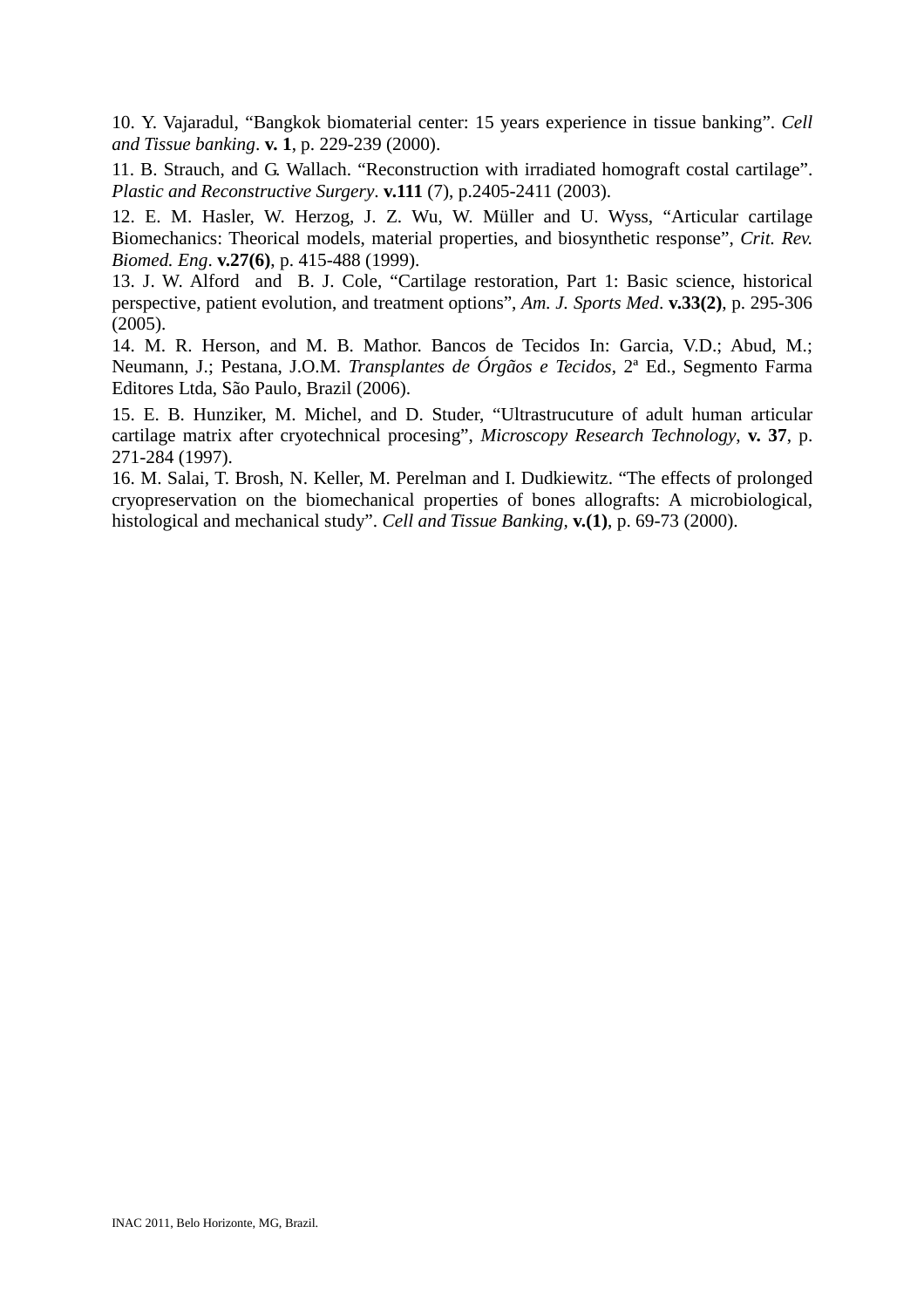10. Y. Vajaradul, “Bangkok biomaterial center: 15 years experience in tissue banking”. *Cell and Tissue banking*. **v. 1**, p. 229-239 (2000).

11. B. Strauch, and G. Wallach. “Reconstruction with irradiated homograft costal cartilage”. *Plastic and Reconstructive Surgery*. **v.111** (7), p.2405-2411 (2003).

12. E. M. Hasler, W. Herzog, J. Z. Wu, W. Müller and U. Wyss, “Articular cartilage Biomechanics: Theorical models, material properties, and biosynthetic response”, *Crit. Rev. Biomed. Eng*. **v.27(6)**, p. 415-488 (1999).

13. J. W. Alford and B. J. Cole, “Cartilage restoration, Part 1: Basic science, historical perspective, patient evolution, and treatment options”, *Am. J. Sports Med*. **v.33(2)**, p. 295-306 (2005).

14. M. R. Herson, and M. B. Mathor. Bancos de Tecidos In: Garcia, V.D.; Abud, M.; Neumann, J.; Pestana, J.O.M. *Transplantes de Órgãos e Tecidos*, 2ª Ed., Segmento Farma Editores Ltda, São Paulo, Brazil (2006).

15. E. B. Hunziker, M. Michel, and D. Studer, “Ultrastrucuture of adult human articular cartilage matrix after cryotechnical procesing”, *Microscopy Research Technology*, **v. 37**, p. 271-284 (1997).

16. M. Salai, T. Brosh, N. Keller, M. Perelman and I. Dudkiewitz. “The effects of prolonged cryopreservation on the biomechanical properties of bones allografts: A microbiological, histological and mechanical study”. *Cell and Tissue Banking*, **v.(1)**, p. 69-73 (2000).